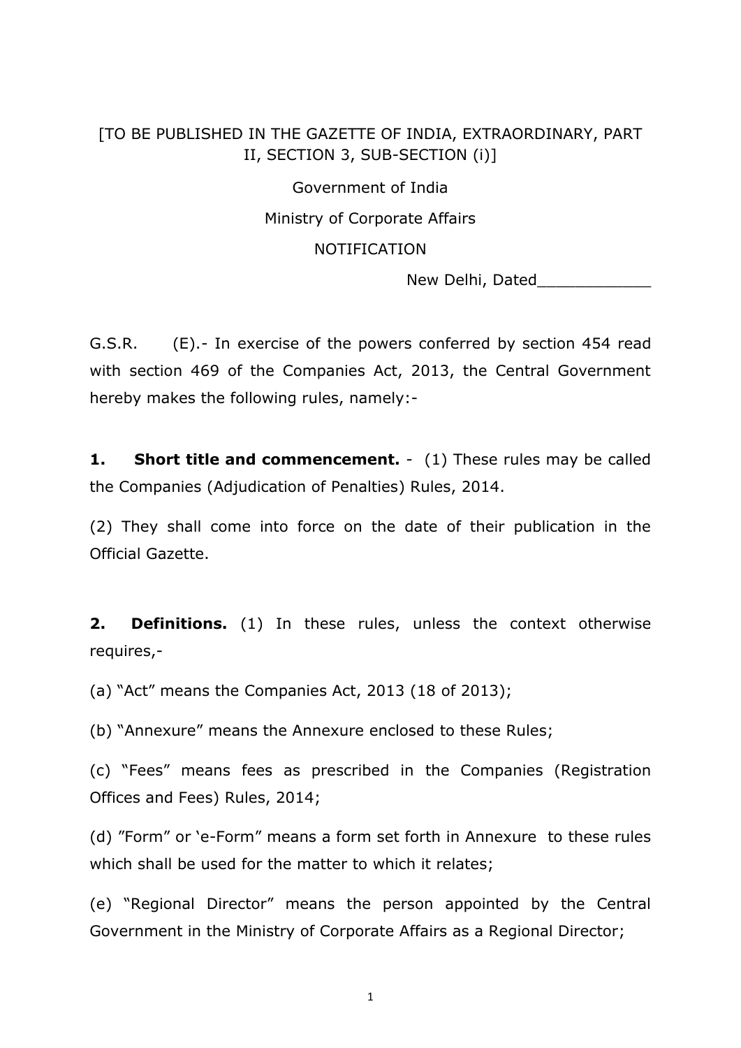[TO BE PUBLISHED IN THE GAZETTE OF INDIA, EXTRAORDINARY, PART II, SECTION 3, SUB-SECTION (i)]

Government of India

Ministry of Corporate Affairs

NOTIFICATION

New Delhi, Dated____________

G.S.R. (E).- In exercise of the powers conferred by section 454 read with section 469 of the Companies Act, 2013, the Central Government hereby makes the following rules, namely:-

**1. Short title and commencement.** - (1) These rules may be called the Companies (Adjudication of Penalties) Rules, 2014.

(2) They shall come into force on the date of their publication in the Official Gazette.

**2. Definitions.** (1) In these rules, unless the context otherwise requires,-

(a) "Act" means the Companies Act, 2013 (18 of 2013);

(b) "Annexure" means the Annexure enclosed to these Rules;

(c) "Fees" means fees as prescribed in the Companies (Registration Offices and Fees) Rules, 2014;

(d) "Form" or 'e-Form" means a form set forth in Annexure to these rules which shall be used for the matter to which it relates;

(e) "Regional Director" means the person appointed by the Central Government in the Ministry of Corporate Affairs as a Regional Director;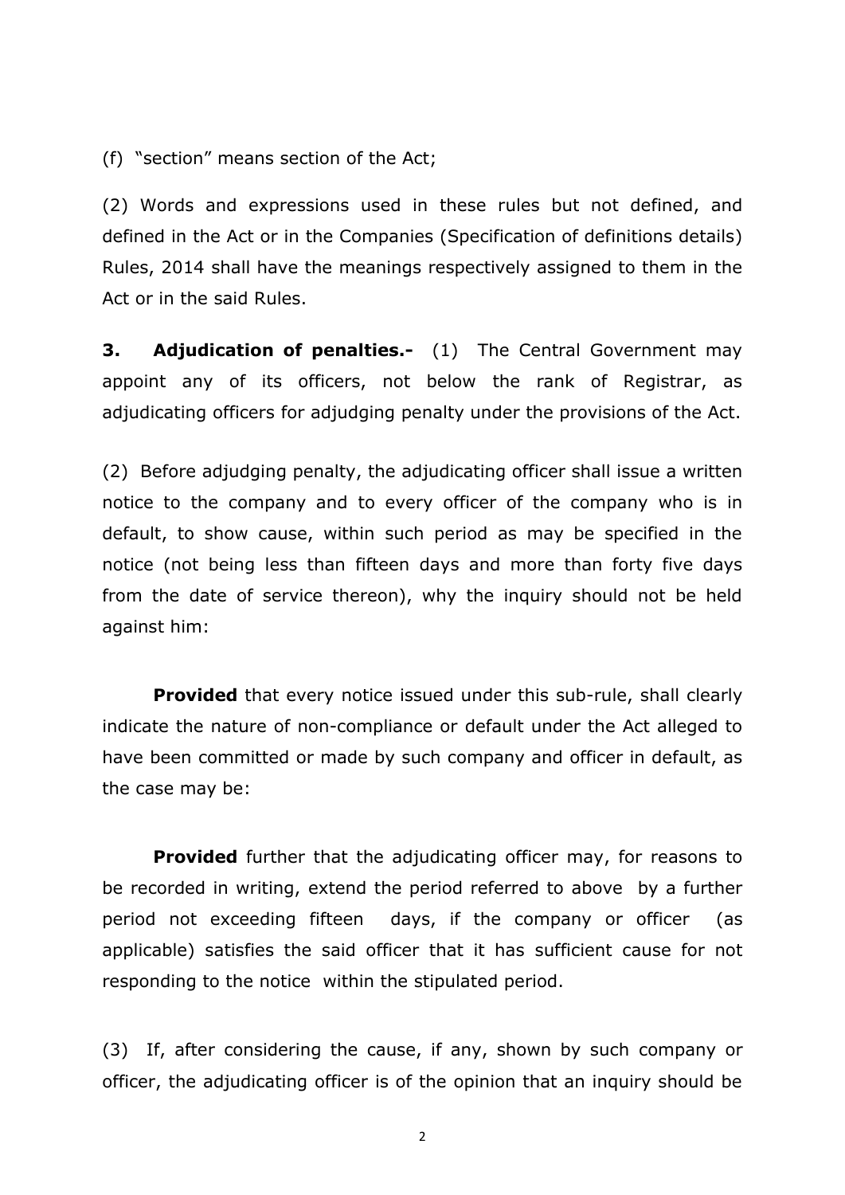(f) "section" means section of the Act;

(2) Words and expressions used in these rules but not defined, and defined in the Act or in the Companies (Specification of definitions details) Rules, 2014 shall have the meanings respectively assigned to them in the Act or in the said Rules.

**3. Adjudication of penalties.-** (1) The Central Government may appoint any of its officers, not below the rank of Registrar, as adjudicating officers for adjudging penalty under the provisions of the Act.

(2) Before adjudging penalty, the adjudicating officer shall issue a written notice to the company and to every officer of the company who is in default, to show cause, within such period as may be specified in the notice (not being less than fifteen days and more than forty five days from the date of service thereon), why the inquiry should not be held against him:

**Provided** that every notice issued under this sub-rule, shall clearly indicate the nature of non-compliance or default under the Act alleged to have been committed or made by such company and officer in default, as the case may be:

**Provided** further that the adjudicating officer may, for reasons to be recorded in writing, extend the period referred to above by a further period not exceeding fifteen days, if the company or officer (as applicable) satisfies the said officer that it has sufficient cause for not responding to the notice within the stipulated period.

(3) If, after considering the cause, if any, shown by such company or officer, the adjudicating officer is of the opinion that an inquiry should be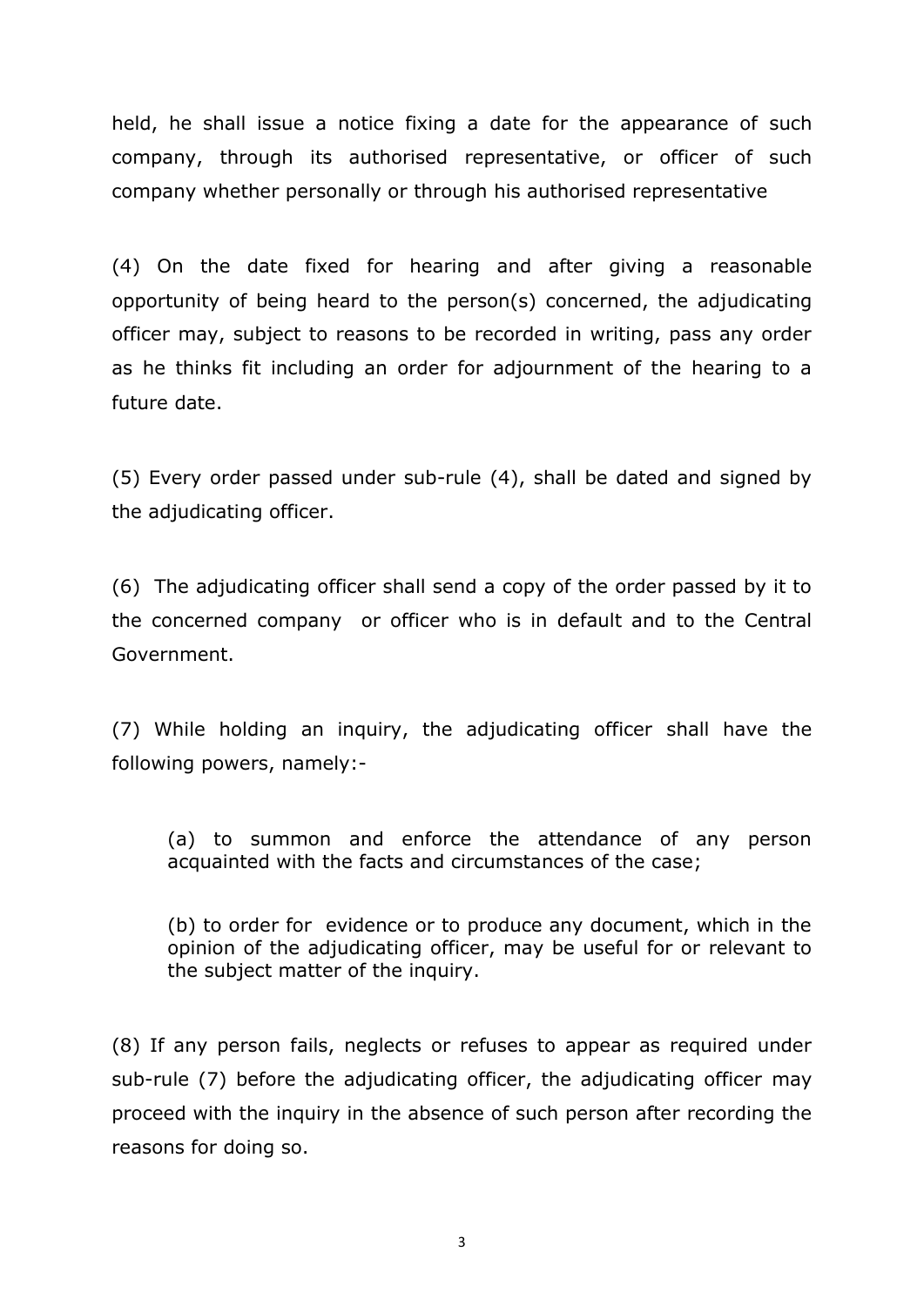held, he shall issue a notice fixing a date for the appearance of such company, through its authorised representative, or officer of such company whether personally or through his authorised representative

(4) On the date fixed for hearing and after giving a reasonable opportunity of being heard to the person(s) concerned, the adjudicating officer may, subject to reasons to be recorded in writing, pass any order as he thinks fit including an order for adjournment of the hearing to a future date.

(5) Every order passed under sub-rule (4), shall be dated and signed by the adjudicating officer.

(6) The adjudicating officer shall send a copy of the order passed by it to the concerned company or officer who is in default and to the Central Government.

(7) While holding an inquiry, the adjudicating officer shall have the following powers, namely:-

> (a) to summon and enforce the attendance of any person acquainted with the facts and circumstances of the case;
>
> (b) to order for evidence or to produce any document, which in the opinion of the adjudicating officer, may be useful for or relevant to the subject matter of the inquiry.

(8) If any person fails, neglects or refuses to appear as required under sub-rule (7) before the adjudicating officer, the adjudicating officer may proceed with the inquiry in the absence of such person after recording the reasons for doing so.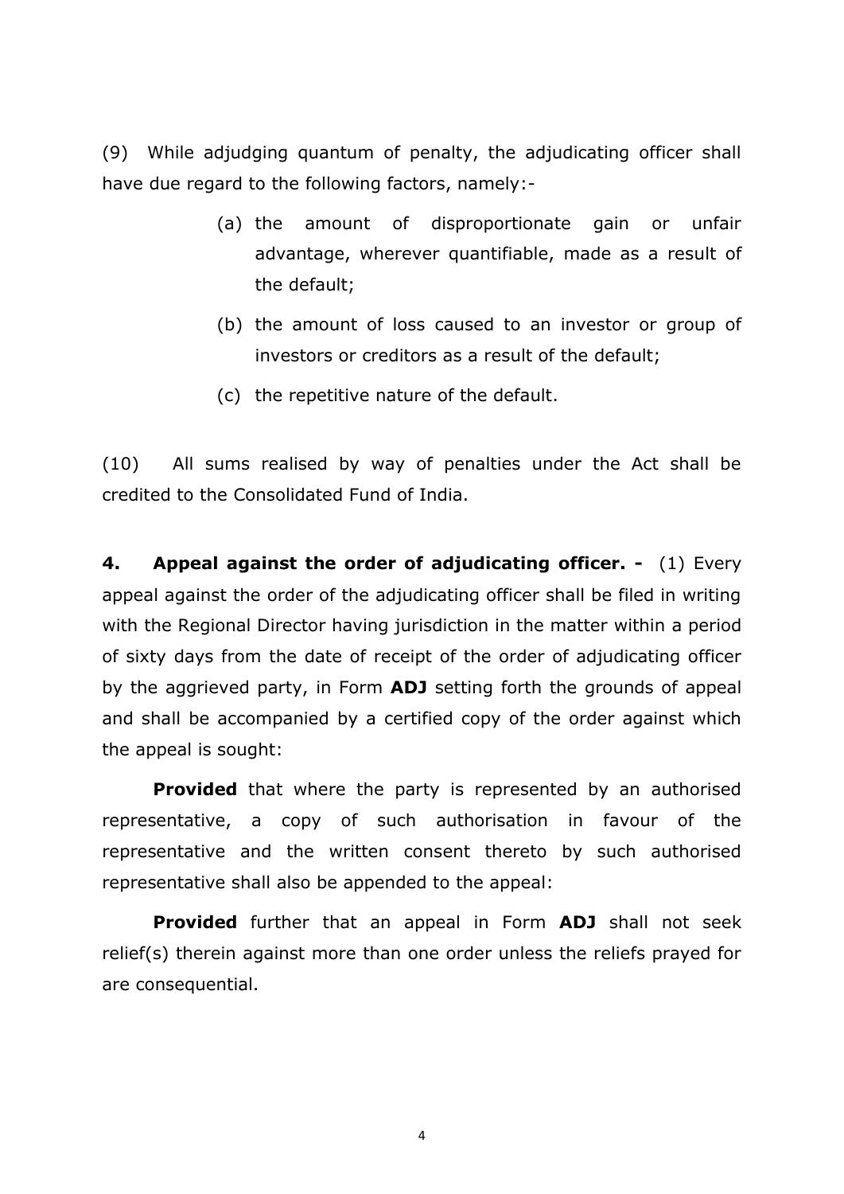(9) While adjudging quantum of penalty, the adjudicating officer shall have due regard to the following factors, namely:-

(a) the amount of disproportionate gain or unfair advantage, wherever quantifiable, made as a result of the default;

(b) the amount of loss caused to an investor or group of investors or creditors as a result of the default;

(c) the repetitive nature of the default.

(10) All sums realised by way of penalties under the Act shall be credited to the Consolidated Fund of India.

**4. Appeal against the order of adjudicating officer. -** (1) Every appeal against the order of the adjudicating officer shall be filed in writing with the Regional Director having jurisdiction in the matter within a period of sixty days from the date of receipt of the order of adjudicating officer by the aggrieved party, in Form **ADJ** setting forth the grounds of appeal and shall be accompanied by a certified copy of the order against which the appeal is sought:

**Provided** that where the party is represented by an authorised representative, a copy of such authorisation in favour of the representative and the written consent thereto by such authorised representative shall also be appended to the appeal:

**Provided** further that an appeal in Form **ADJ** shall not seek relief(s) therein against more than one order unless the reliefs prayed for are consequential.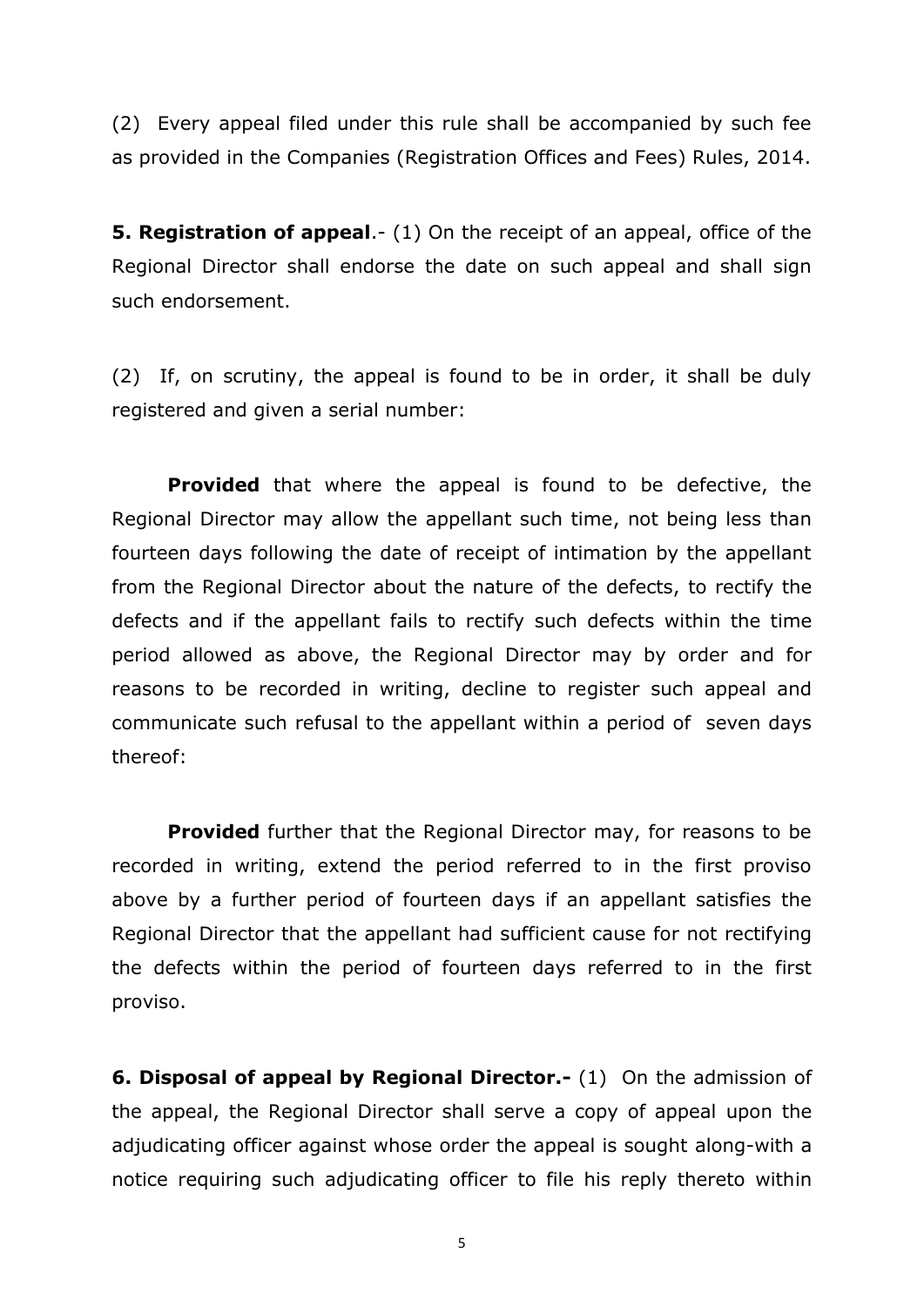(2) Every appeal filed under this rule shall be accompanied by such fee as provided in the Companies (Registration Offices and Fees) Rules, 2014.

**5. Registration of appeal**.- (1) On the receipt of an appeal, office of the Regional Director shall endorse the date on such appeal and shall sign such endorsement.

(2) If, on scrutiny, the appeal is found to be in order, it shall be duly registered and given a serial number:

**Provided** that where the appeal is found to be defective, the Regional Director may allow the appellant such time, not being less than fourteen days following the date of receipt of intimation by the appellant from the Regional Director about the nature of the defects, to rectify the defects and if the appellant fails to rectify such defects within the time period allowed as above, the Regional Director may by order and for reasons to be recorded in writing, decline to register such appeal and communicate such refusal to the appellant within a period of seven days thereof:

**Provided** further that the Regional Director may, for reasons to be recorded in writing, extend the period referred to in the first proviso above by a further period of fourteen days if an appellant satisfies the Regional Director that the appellant had sufficient cause for not rectifying the defects within the period of fourteen days referred to in the first proviso.

**6. Disposal of appeal by Regional Director.-** (1) On the admission of the appeal, the Regional Director shall serve a copy of appeal upon the adjudicating officer against whose order the appeal is sought along-with a notice requiring such adjudicating officer to file his reply thereto within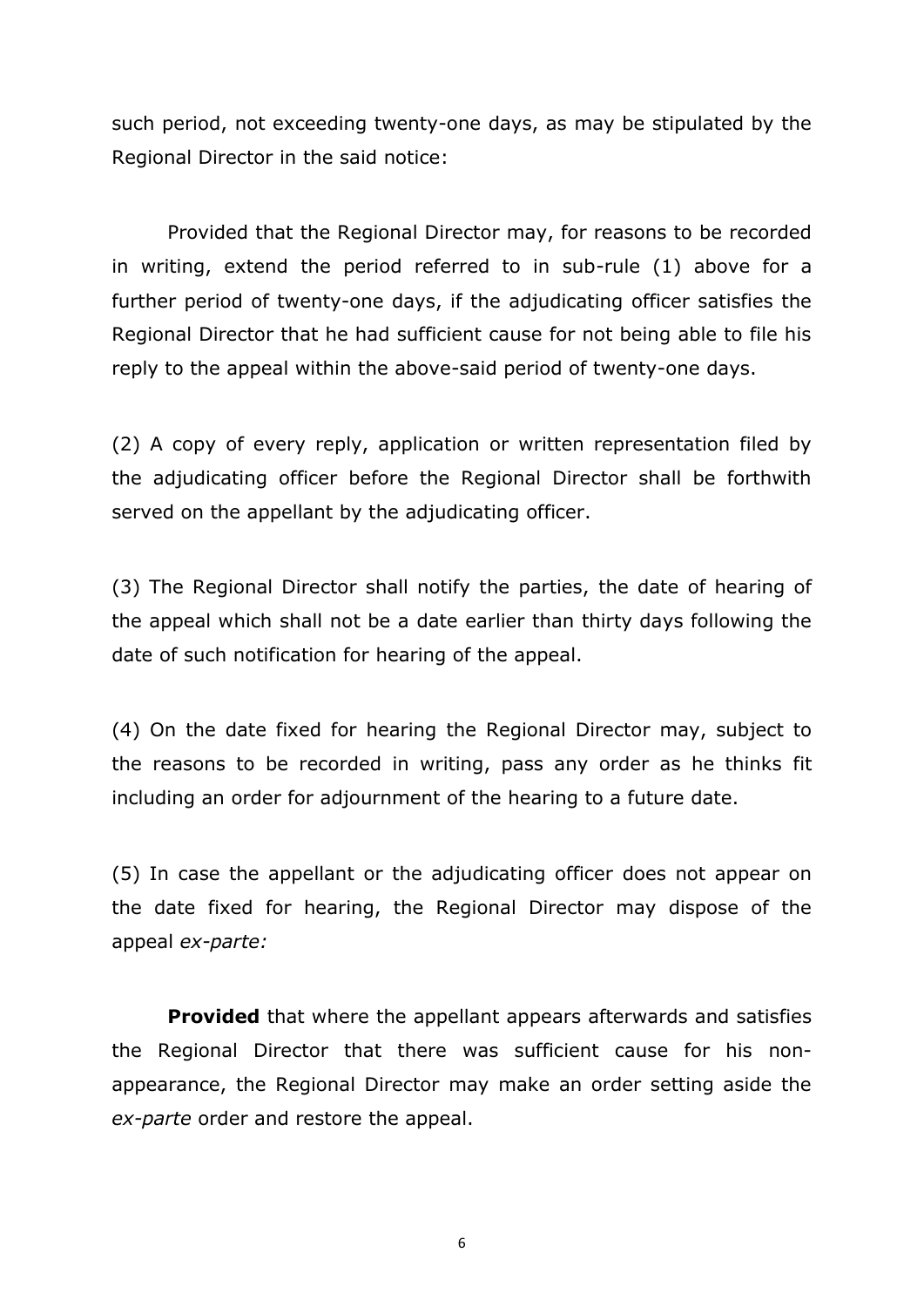such period, not exceeding twenty-one days, as may be stipulated by the Regional Director in the said notice:

Provided that the Regional Director may, for reasons to be recorded in writing, extend the period referred to in sub-rule (1) above for a further period of twenty-one days, if the adjudicating officer satisfies the Regional Director that he had sufficient cause for not being able to file his reply to the appeal within the above-said period of twenty-one days.

(2) A copy of every reply, application or written representation filed by the adjudicating officer before the Regional Director shall be forthwith served on the appellant by the adjudicating officer.

(3) The Regional Director shall notify the parties, the date of hearing of the appeal which shall not be a date earlier than thirty days following the date of such notification for hearing of the appeal.

(4) On the date fixed for hearing the Regional Director may, subject to the reasons to be recorded in writing, pass any order as he thinks fit including an order for adjournment of the hearing to a future date.

(5) In case the appellant or the adjudicating officer does not appear on the date fixed for hearing, the Regional Director may dispose of the appeal *ex-parte:*

**Provided** that where the appellant appears afterwards and satisfies the Regional Director that there was sufficient cause for his non-appearance, the Regional Director may make an order setting aside the *ex-parte* order and restore the appeal.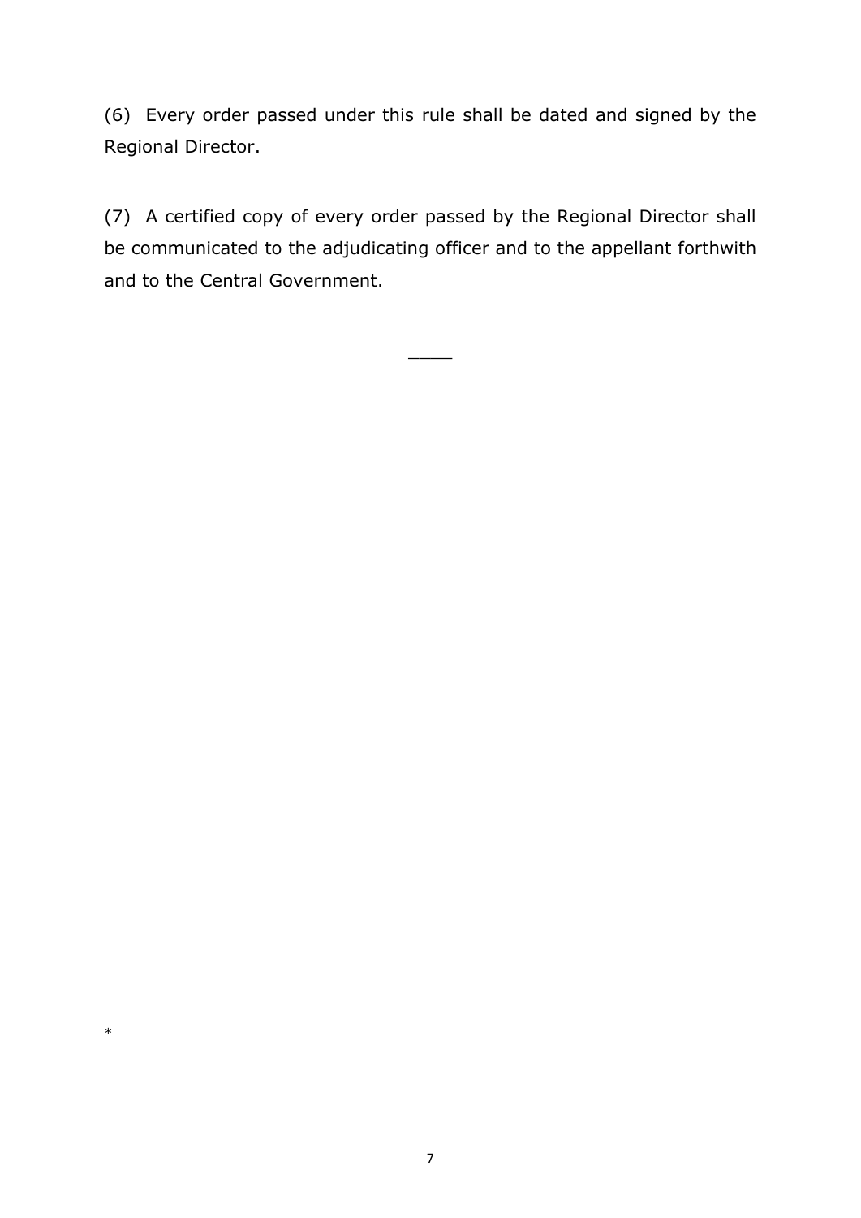(6) Every order passed under this rule shall be dated and signed by the Regional Director.

(7) A certified copy of every order passed by the Regional Director shall be communicated to the adjudicating officer and to the appellant forthwith and to the Central Government.

\_\_\_\_

*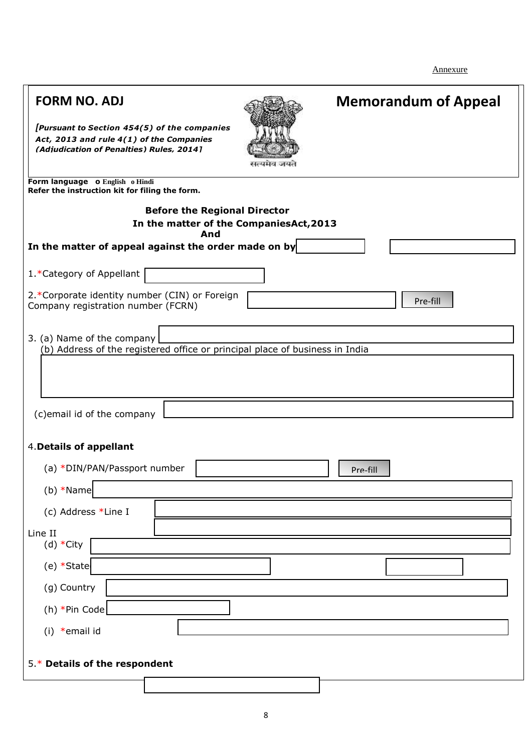Annexure

# FORM NO. ADJ

*[Pursuant to Section 454(5) of the companies Act, 2013 and rule 4(1) of the Companies (Adjudication of Penalties) Rules, 2014]*

सत्यमेव जयते

# Memorandum of Appeal

**Form language** o English o Hindi

**Refer the instruction kit for filing the form.**

**Before the Regional Director**

**In the matter of the CompaniesAct,2013**

**And**

**In the matter of appeal against the order made on by**

1.*Category of Appellant

2.*Corporate identity number (CIN) or Foreign Company registration number (FCRN) Pre-fill

3. (a) Name of the company

(b) Address of the registered office or principal place of business in India

(c)email id of the company

4.**Details of appellant**

(a) *DIN/PAN/Passport number Pre-fill

(b) *Name

(c) Address *Line I

Line II

(d) *City

(e) *State

(g) Country

(h) *Pin Code

(i) *email id

5.* **Details of the respondent**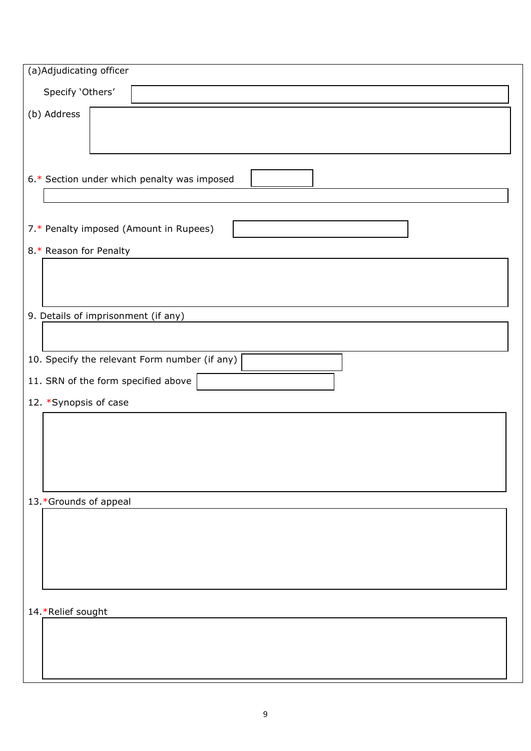(a)Adjudicating officer

Specify ‘Others’

(b) Address

6.* Section under which penalty was imposed

7.* Penalty imposed (Amount in Rupees)

8.* Reason for Penalty

9. Details of imprisonment (if any)

10. Specify the relevant Form number (if any)

11. SRN of the form specified above

12. *Synopsis of case

13.*Grounds of appeal

14.*Relief sought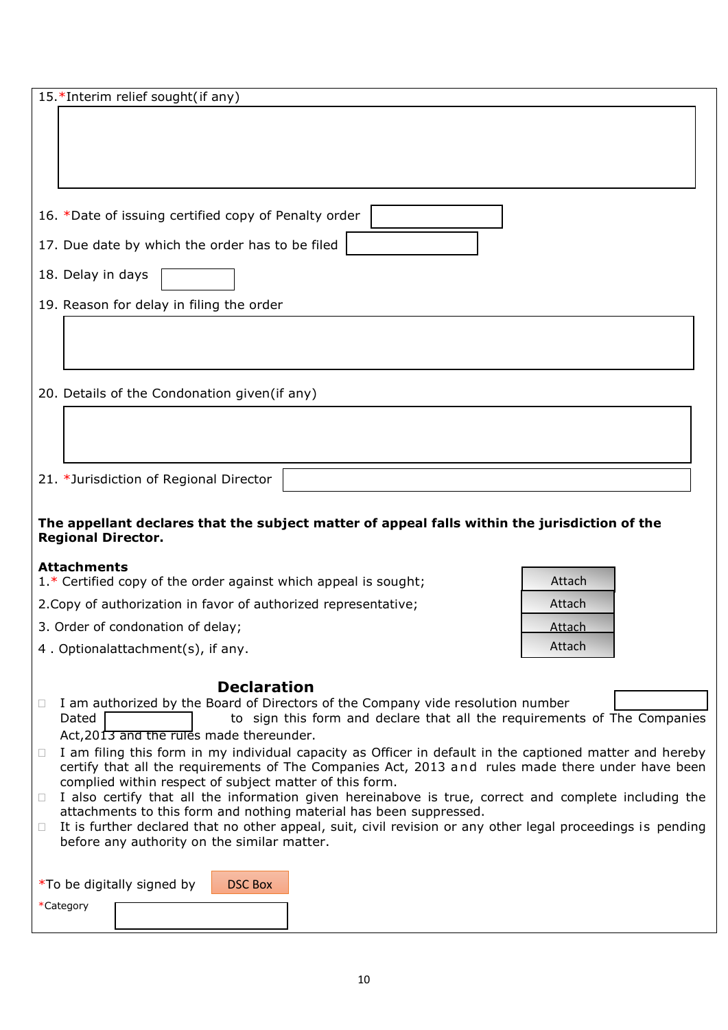15. *Interim relief sought(if any)

16. *Date of issuing certified copy of Penalty order

17. Due date by which the order has to be filed

18. Delay in days

19. Reason for delay in filing the order

20. Details of the Condonation given(if any)

21. *Jurisdiction of Regional Director

**The appellant declares that the subject matter of appeal falls within the jurisdiction of the Regional Director.**

**Attachments**

1.* Certified copy of the order against which appeal is sought; Attach

2.Copy of authorization in favor of authorized representative; Attach

3. Order of condonation of delay; Attach

4 . Optionalattachment(s), if any. Attach

## Declaration

- I am authorized by the Board of Directors of the Company vide resolution number Dated to sign this form and declare that all the requirements of The Companies Act,2013 and the rules made thereunder.
- I am filing this form in my individual capacity as Officer in default in the captioned matter and hereby certify that all the requirements of The Companies Act, 2013 and rules made there under have been complied within respect of subject matter of this form.
- I also certify that all the information given hereinabove is true, correct and complete including the attachments to this form and nothing material has been suppressed.
- It is further declared that no other appeal, suit, civil revision or any other legal proceedings is pending before any authority on the similar matter.

*To be digitally signed by DSC Box

*Category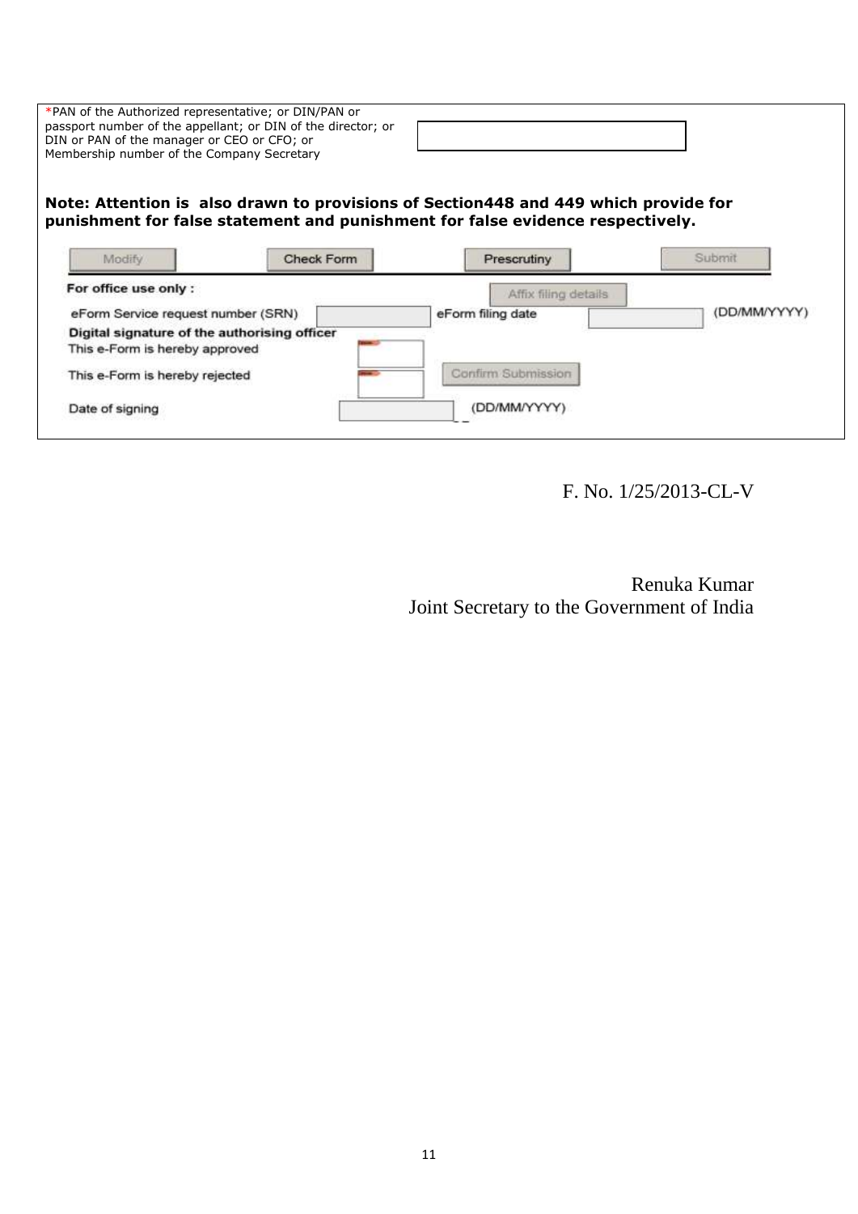*PAN of the Authorized representative; or DIN/PAN or passport number of the appellant; or DIN of the director; or DIN or PAN of the manager or CEO or CFO; or Membership number of the Company Secretary

**Note: Attention is also drawn to provisions of Section448 and 449 which provide for punishment for false statement and punishment for false evidence respectively.**

Modify | Check Form | Prescrutiny | Submit

**For office use only :**

Affix filing details

eForm Service request number (SRN) | eForm filing date (DD/MM/YYYY)

**Digital signature of the authorising officer**

This e-Form is hereby approved

This e-Form is hereby rejected

Confirm Submission

Date of signing (DD/MM/YYYY)

F. No. 1/25/2013-CL-V

Renuka Kumar
Joint Secretary to the Government of India